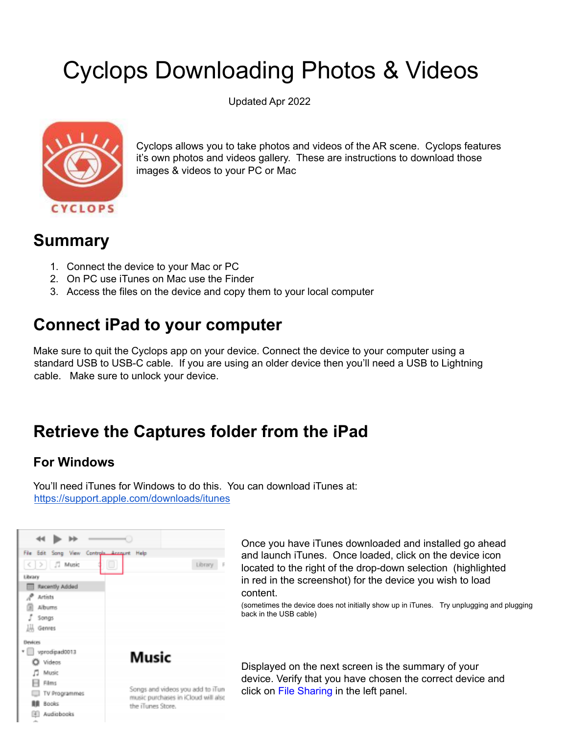# Cyclops Downloading Photos & Videos

Updated Apr 2022

Cyclops allows you to take photos and videos of the AR scene. Cyclops features it's own photos and videos gallery. These are instructions to download those images & videos to your PC or Mac

## Summary

1. Connect the device to your Mac or PC
2. On PC use iTunes on Mac use the Finder
3. Access the files on the device and copy them to your local computer

## Connect iPad to your computer

Make sure to quit the Cyclops app on your device. Connect the device to your computer using a standard USB to USB-C cable. If you are using an older device then you'll need a USB to Lightning cable. Make sure to unlock your device.

## Retrieve the Captures folder from the iPad

### For Windows

You'll need iTunes for Windows to do this. You can download iTunes at: https://support.apple.com/downloads/itunes

Once you have iTunes downloaded and installed go ahead and launch iTunes. Once loaded, click on the device icon located to the right of the drop-down selection (highlighted in red in the screenshot) for the device you wish to load content.

(sometimes the device does not initially show up in iTunes. Try unplugging and plugging back in the USB cable)

Displayed on the next screen is the summary of your device. Verify that you have chosen the correct device and click on File Sharing in the left panel.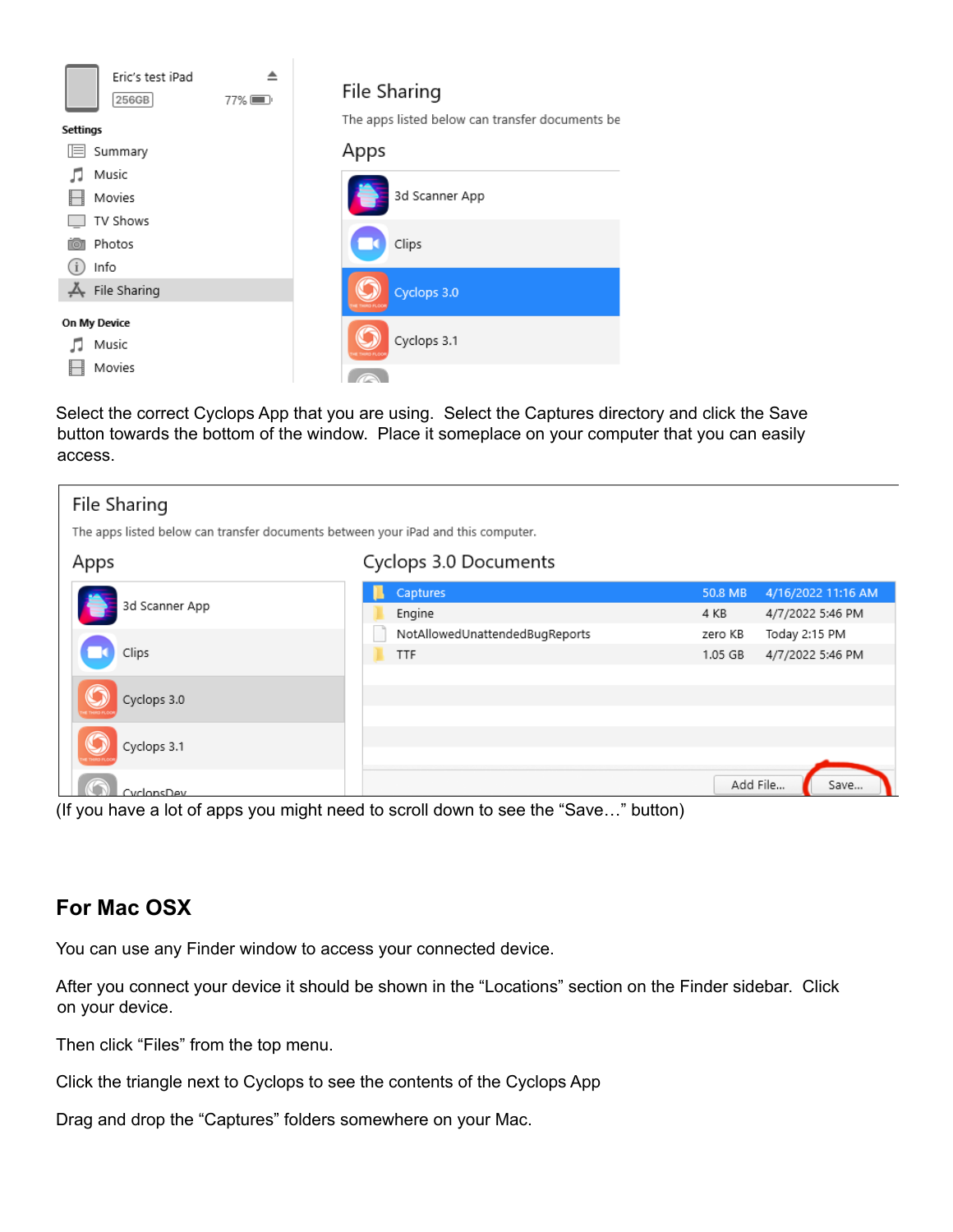Select the correct Cyclops App that you are using. Select the Captures directory and click the Save button towards the bottom of the window. Place it someplace on your computer that you can easily access.

(If you have a lot of apps you might need to scroll down to see the "Save…" button)

## For Mac OSX

You can use any Finder window to access your connected device.

After you connect your device it should be shown in the "Locations" section on the Finder sidebar. Click on your device.

Then click "Files" from the top menu.

Click the triangle next to Cyclops to see the contents of the Cyclops App

Drag and drop the "Captures" folders somewhere on your Mac.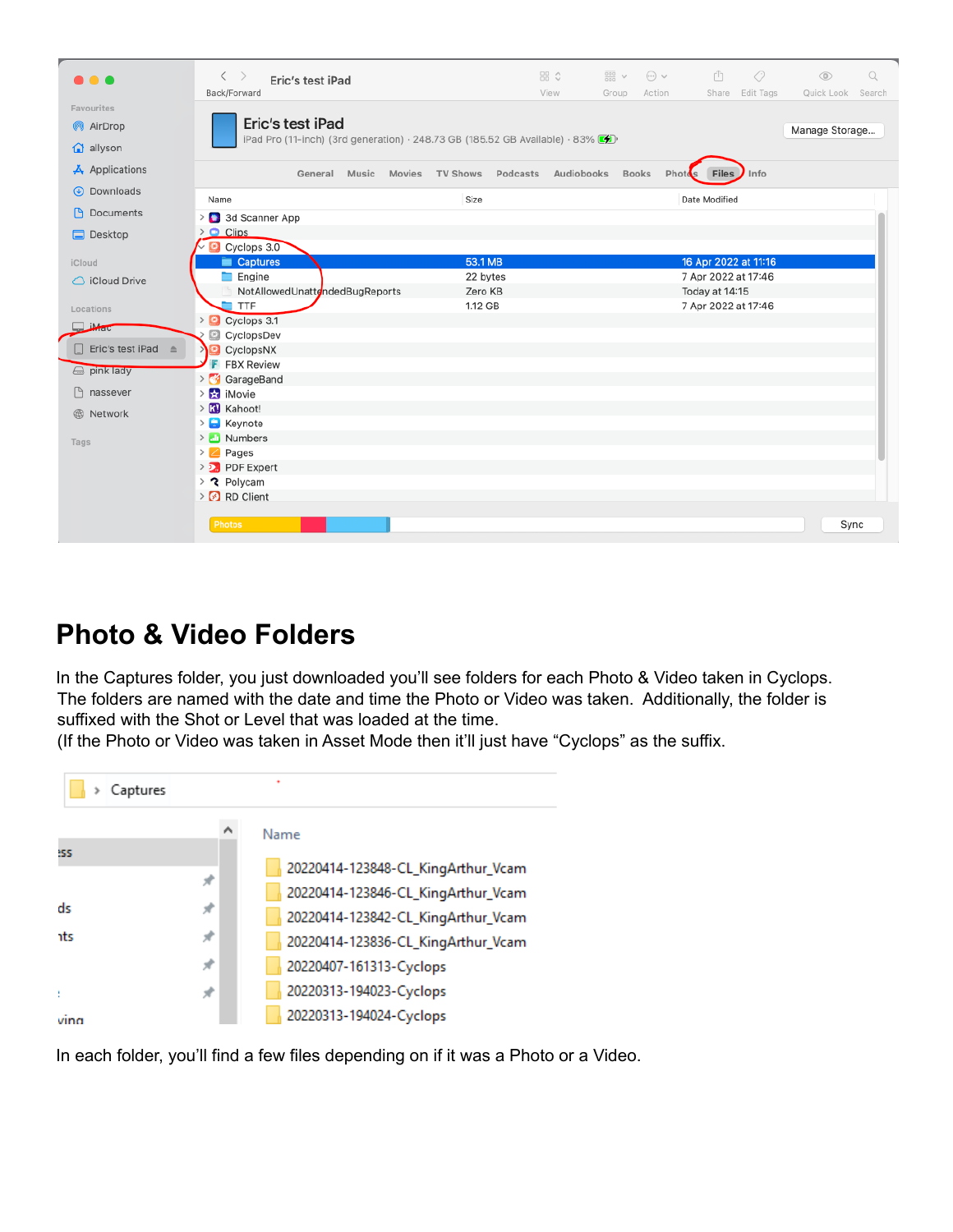## Photo & Video Folders

In the Captures folder, you just downloaded you'll see folders for each Photo & Video taken in Cyclops. The folders are named with the date and time the Photo or Video was taken. Additionally, the folder is suffixed with the Shot or Level that was loaded at the time.
(If the Photo or Video was taken in Asset Mode then it'll just have "Cyclops" as the suffix.

In each folder, you'll find a few files depending on if it was a Photo or a Video.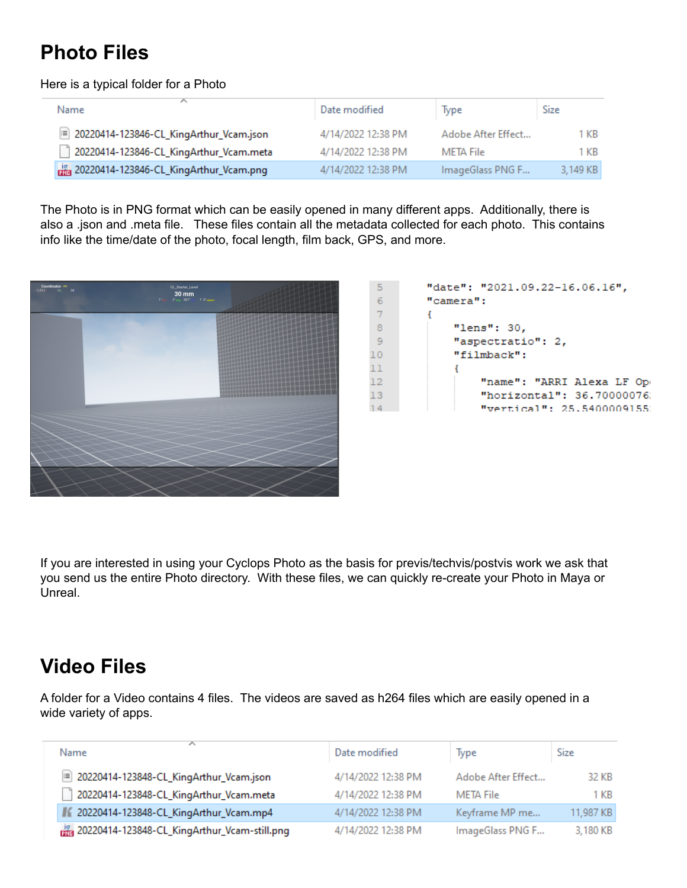# Photo Files

Here is a typical folder for a Photo

| Name | Date modified | Type | Size |
|---|---|---|---|
| 20220414-123846-CL_KingArthur_Vcam.json | 4/14/2022 12:38 PM | Adobe After Effect... | 1 KB |
| 20220414-123846-CL_KingArthur_Vcam.meta | 4/14/2022 12:38 PM | META File | 1 KB |
| 20220414-123846-CL_KingArthur_Vcam.png | 4/14/2022 12:38 PM | ImageGlass PNG F... | 3,149 KB |

The Photo is in PNG format which can be easily opened in many different apps. Additionally, there is also a .json and .meta file. These files contain all the metadata collected for each photo. This contains info like the time/date of the photo, focal length, film back, GPS, and more.

```
5     "date": "2021.09.22-16.06.16",
6     "camera":
7     {
8         "lens": 30,
9         "aspectratio": 2,
10        "filmback":
11        {
12            "name": "ARRI Alexa LF Op
13            "horizontal": 36.70000076
14            "vertical": 25.5400009155
```

If you are interested in using your Cyclops Photo as the basis for previs/techvis/postvis work we ask that you send us the entire Photo directory. With these files, we can quickly re-create your Photo in Maya or Unreal.

# Video Files

A folder for a Video contains 4 files. The videos are saved as h264 files which are easily opened in a wide variety of apps.

| Name | Date modified | Type | Size |
|---|---|---|---|
| 20220414-123848-CL_KingArthur_Vcam.json | 4/14/2022 12:38 PM | Adobe After Effect... | 32 KB |
| 20220414-123848-CL_KingArthur_Vcam.meta | 4/14/2022 12:38 PM | META File | 1 KB |
| 20220414-123848-CL_KingArthur_Vcam.mp4 | 4/14/2022 12:38 PM | Keyframe MP me... | 11,987 KB |
| 20220414-123848-CL_KingArthur_Vcam-still.png | 4/14/2022 12:38 PM | ImageGlass PNG F... | 3,180 KB |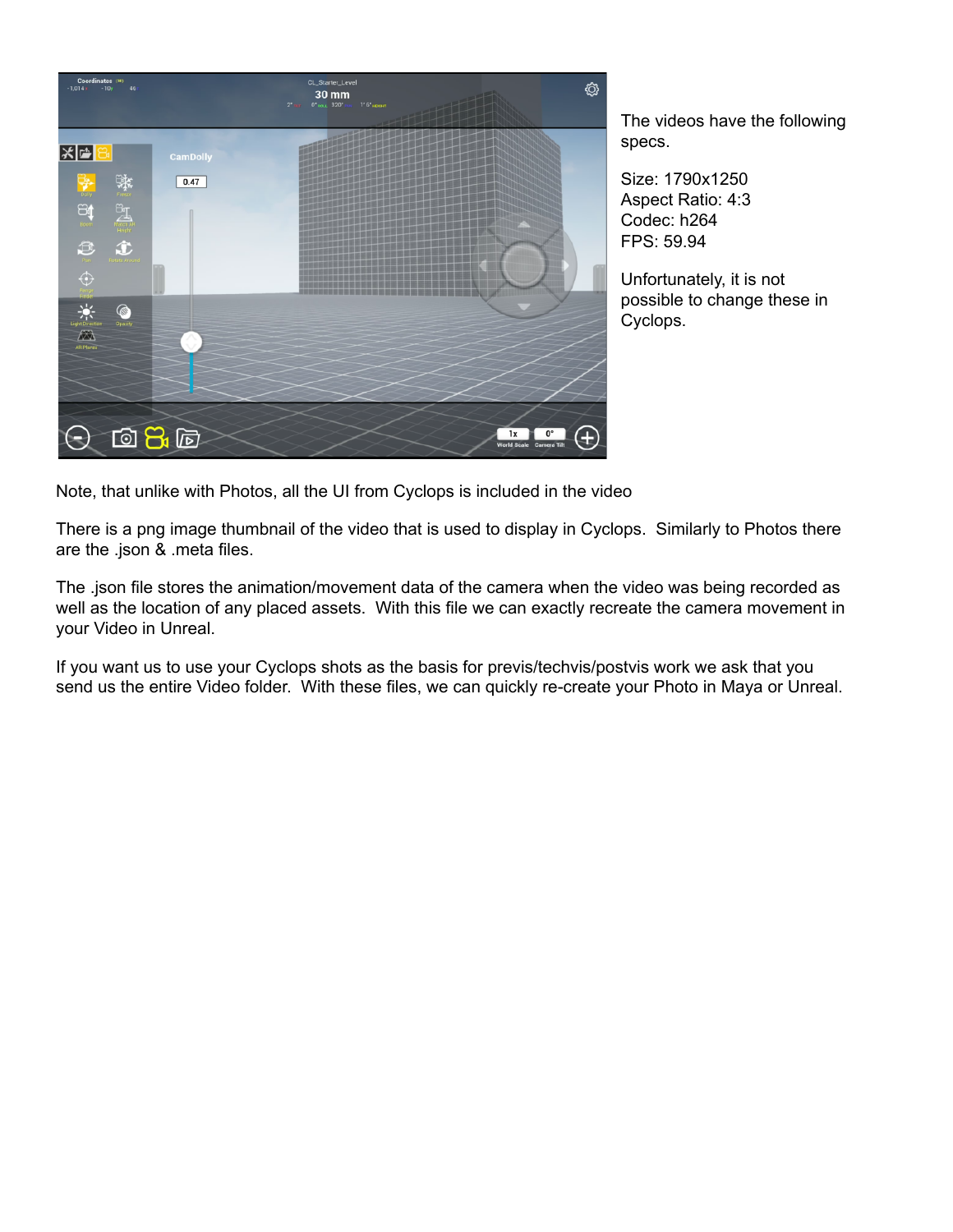The videos have the following specs.

Size: 1790x1250
Aspect Ratio: 4:3
Codec: h264
FPS: 59.94

Unfortunately, it is not possible to change these in Cyclops.

Note, that unlike with Photos, all the UI from Cyclops is included in the video

There is a png image thumbnail of the video that is used to display in Cyclops. Similarly to Photos there are the .json & .meta files.

The .json file stores the animation/movement data of the camera when the video was being recorded as well as the location of any placed assets. With this file we can exactly recreate the camera movement in your Video in Unreal.

If you want us to use your Cyclops shots as the basis for previs/techvis/postvis work we ask that you send us the entire Video folder. With these files, we can quickly re-create your Photo in Maya or Unreal.